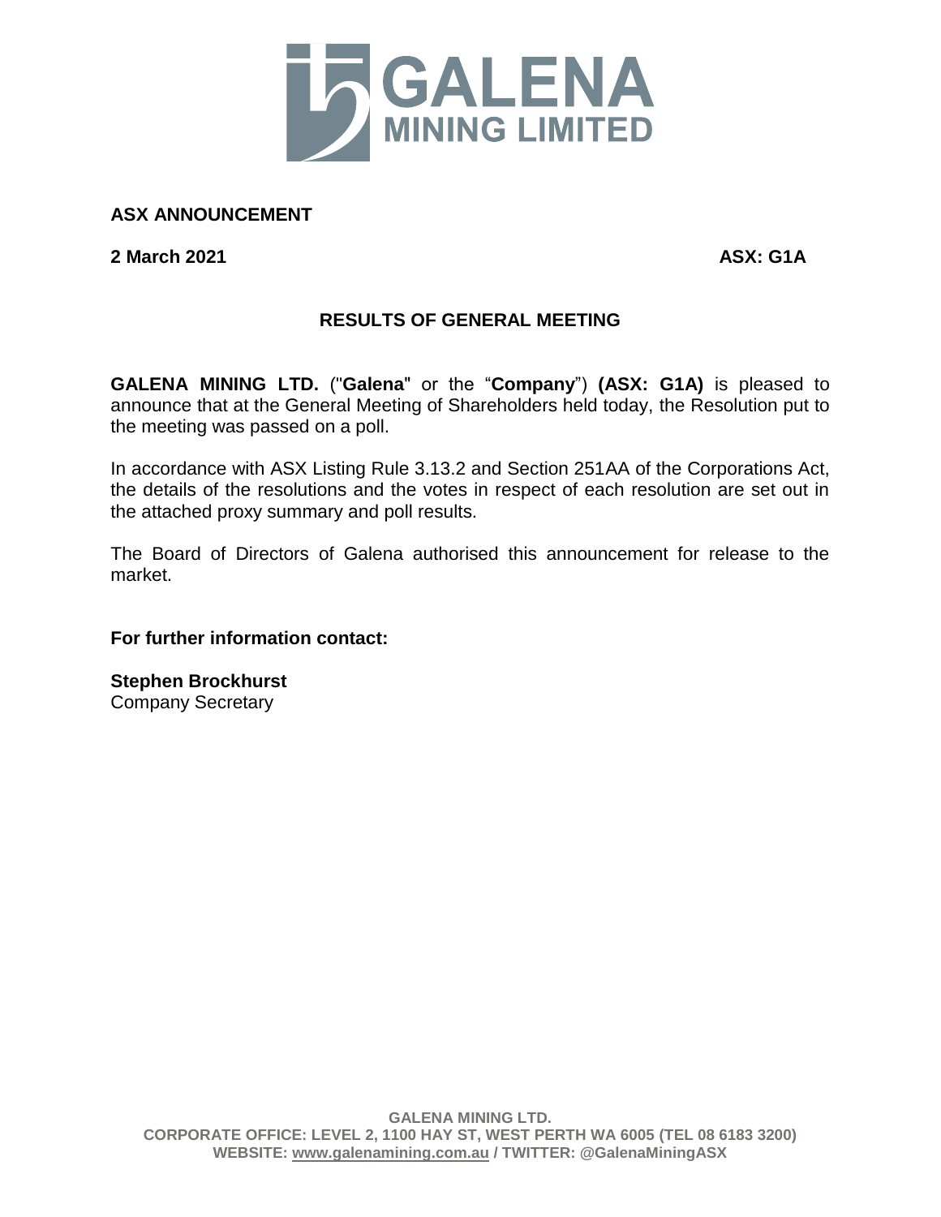GALENA MINING LIMITED

**ASX ANNOUNCEMENT**

**2 March 2021** **ASX: G1A**

## RESULTS OF GENERAL MEETING

**GALENA MINING LTD.** ("**Galena**" or the "**Company**") **(ASX: G1A)** is pleased to announce that at the General Meeting of Shareholders held today, the Resolution put to the meeting was passed on a poll.

In accordance with ASX Listing Rule 3.13.2 and Section 251AA of the Corporations Act, the details of the resolutions and the votes in respect of each resolution are set out in the attached proxy summary and poll results.

The Board of Directors of Galena authorised this announcement for release to the market.

**For further information contact:**

**Stephen Brockhurst**
Company Secretary

**GALENA MINING LTD.**
**CORPORATE OFFICE: LEVEL 2, 1100 HAY ST, WEST PERTH WA 6005 (TEL 08 6183 3200)**
**WEBSITE: www.galenamining.com.au / TWITTER: @GalenaMiningASX**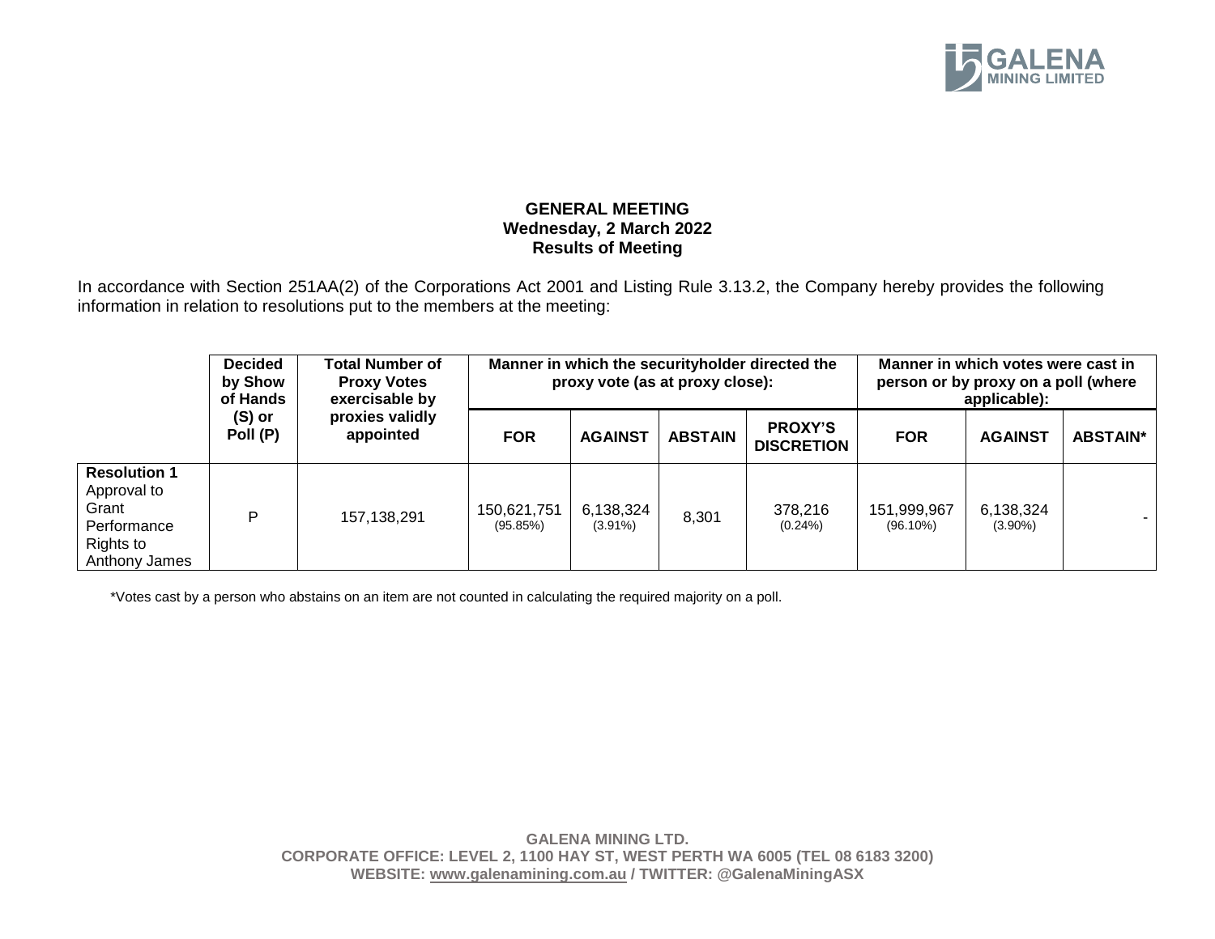**GENERAL MEETING**
**Wednesday, 2 March 2022**
**Results of Meeting**

In accordance with Section 251AA(2) of the Corporations Act 2001 and Listing Rule 3.13.2, the Company hereby provides the following information in relation to resolutions put to the members at the meeting:

| | Decided by Show of Hands (S) or Poll (P) | Total Number of Proxy Votes exercisable by proxies validly appointed | Manner in which the securityholder directed the proxy vote (as at proxy close): | | | | Manner in which votes were cast in person or by proxy on a poll (where applicable): | | |
|---|---|---|---|---|---|---|---|---|---|
| | | | FOR | AGAINST | ABSTAIN | PROXY'S DISCRETION | FOR | AGAINST | ABSTAIN* |
| **Resolution 1** Approval to Grant Performance Rights to Anthony James | P | 157,138,291 | 150,621,751 (95.85%) | 6,138,324 (3.91%) | 8,301 | 378,216 (0.24%) | 151,999,967 (96.10%) | 6,138,324 (3.90%) | - |

*Votes cast by a person who abstains on an item are not counted in calculating the required majority on a poll.

**GALENA MINING LTD.**
**CORPORATE OFFICE: LEVEL 2, 1100 HAY ST, WEST PERTH WA 6005 (TEL 08 6183 3200)**
**WEBSITE: www.galenamining.com.au / TWITTER: @GalenaMiningASX**